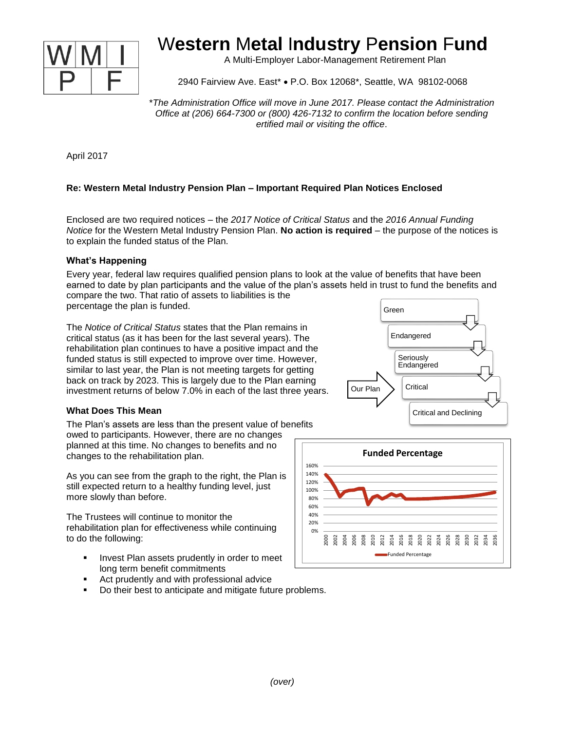# Western Metal Industry Pension Fund

A Multi-Employer Labor-Management Retirement Plan

2940 Fairview Ave. East* • P.O. Box 12068*, Seattle, WA 98102-0068

*\*The Administration Office will move in June 2017. Please contact the Administration Office at (206) 664-7300 or (800) 426-7132 to confirm the location before sending ertified mail or visiting the office.*

April 2017

**Re: Western Metal Industry Pension Plan – Important Required Plan Notices Enclosed**

Enclosed are two required notices – the *2017 Notice of Critical Status* and the *2016 Annual Funding Notice* for the Western Metal Industry Pension Plan. **No action is required** – the purpose of the notices is to explain the funded status of the Plan.

### What's Happening

Every year, federal law requires qualified pension plans to look at the value of benefits that have been earned to date by plan participants and the value of the plan's assets held in trust to fund the benefits and compare the two. That ratio of assets to liabilities is the percentage the plan is funded.

The *Notice of Critical Status* states that the Plan remains in critical status (as it has been for the last several years). The rehabilitation plan continues to have a positive impact and the funded status is still expected to improve over time. However, similar to last year, the Plan is not meeting targets for getting back on track by 2023. This is largely due to the Plan earning investment returns of below 7.0% in each of the last three years.

Green → Endangered → Seriously Endangered → Critical → Critical and Declining

Our Plan → Critical

### What Does This Mean

The Plan's assets are less than the present value of benefits owed to participants. However, there are no changes planned at this time. No changes to benefits and no changes to the rehabilitation plan.

As you can see from the graph to the right, the Plan is still expected return to a healthy funding level, just more slowly than before.

**Funded Percentage**

(Chart: Funded Percentage, 2000–2036, y-axis 0%–160%)

The Trustees will continue to monitor the rehabilitation plan for effectiveness while continuing to do the following:

- Invest Plan assets prudently in order to meet long term benefit commitments
- Act prudently and with professional advice
- Do their best to anticipate and mitigate future problems.

*(over)*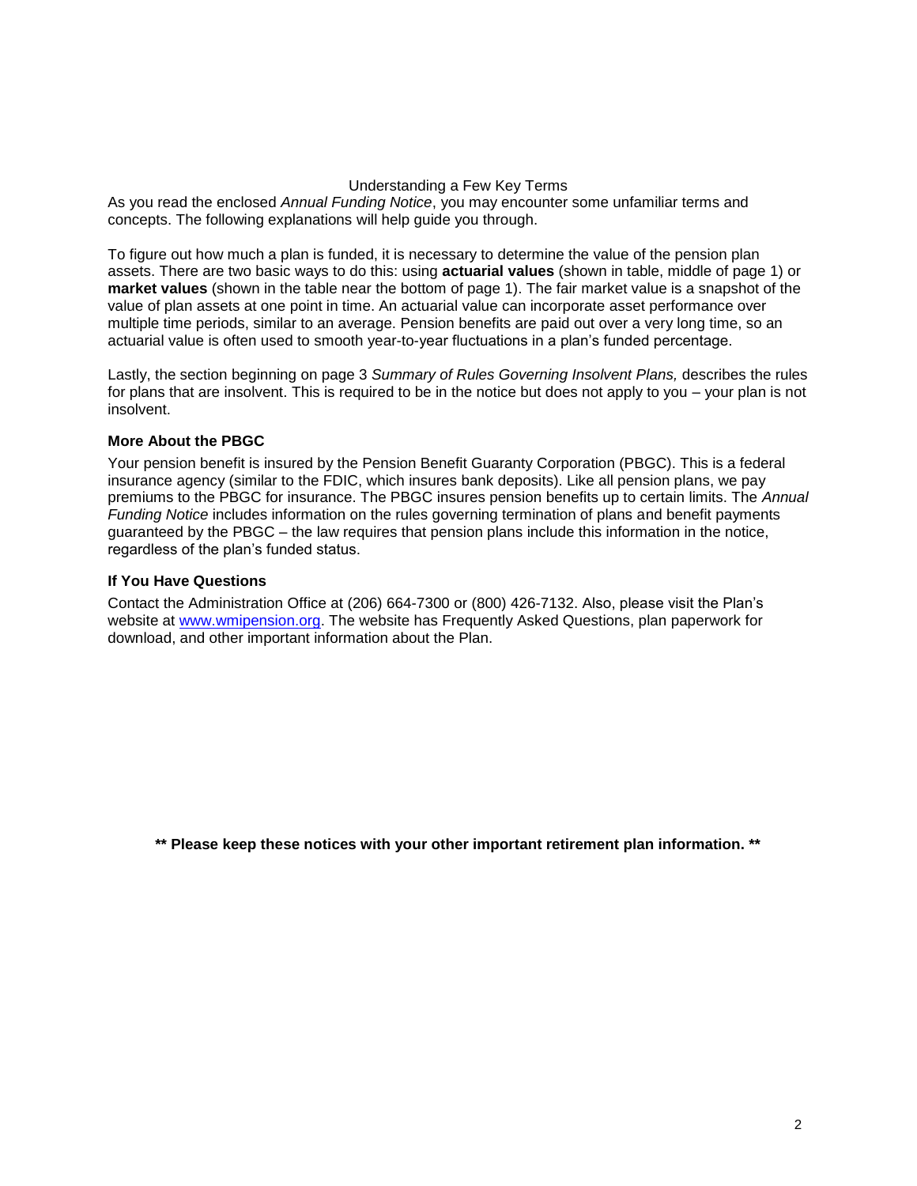## Understanding a Few Key Terms

As you read the enclosed *Annual Funding Notice*, you may encounter some unfamiliar terms and concepts. The following explanations will help guide you through.

To figure out how much a plan is funded, it is necessary to determine the value of the pension plan assets. There are two basic ways to do this: using **actuarial values** (shown in table, middle of page 1) or **market values** (shown in the table near the bottom of page 1). The fair market value is a snapshot of the value of plan assets at one point in time. An actuarial value can incorporate asset performance over multiple time periods, similar to an average. Pension benefits are paid out over a very long time, so an actuarial value is often used to smooth year-to-year fluctuations in a plan's funded percentage.

Lastly, the section beginning on page 3 *Summary of Rules Governing Insolvent Plans,* describes the rules for plans that are insolvent. This is required to be in the notice but does not apply to you – your plan is not insolvent.

### More About the PBGC

Your pension benefit is insured by the Pension Benefit Guaranty Corporation (PBGC). This is a federal insurance agency (similar to the FDIC, which insures bank deposits). Like all pension plans, we pay premiums to the PBGC for insurance. The PBGC insures pension benefits up to certain limits. The *Annual Funding Notice* includes information on the rules governing termination of plans and benefit payments guaranteed by the PBGC – the law requires that pension plans include this information in the notice, regardless of the plan's funded status.

### If You Have Questions

Contact the Administration Office at (206) 664-7300 or (800) 426-7132. Also, please visit the Plan's website at [www.wmipension.org](http://www.wmipension.org). The website has Frequently Asked Questions, plan paperwork for download, and other important information about the Plan.

**\*\* Please keep these notices with your other important retirement plan information. \*\***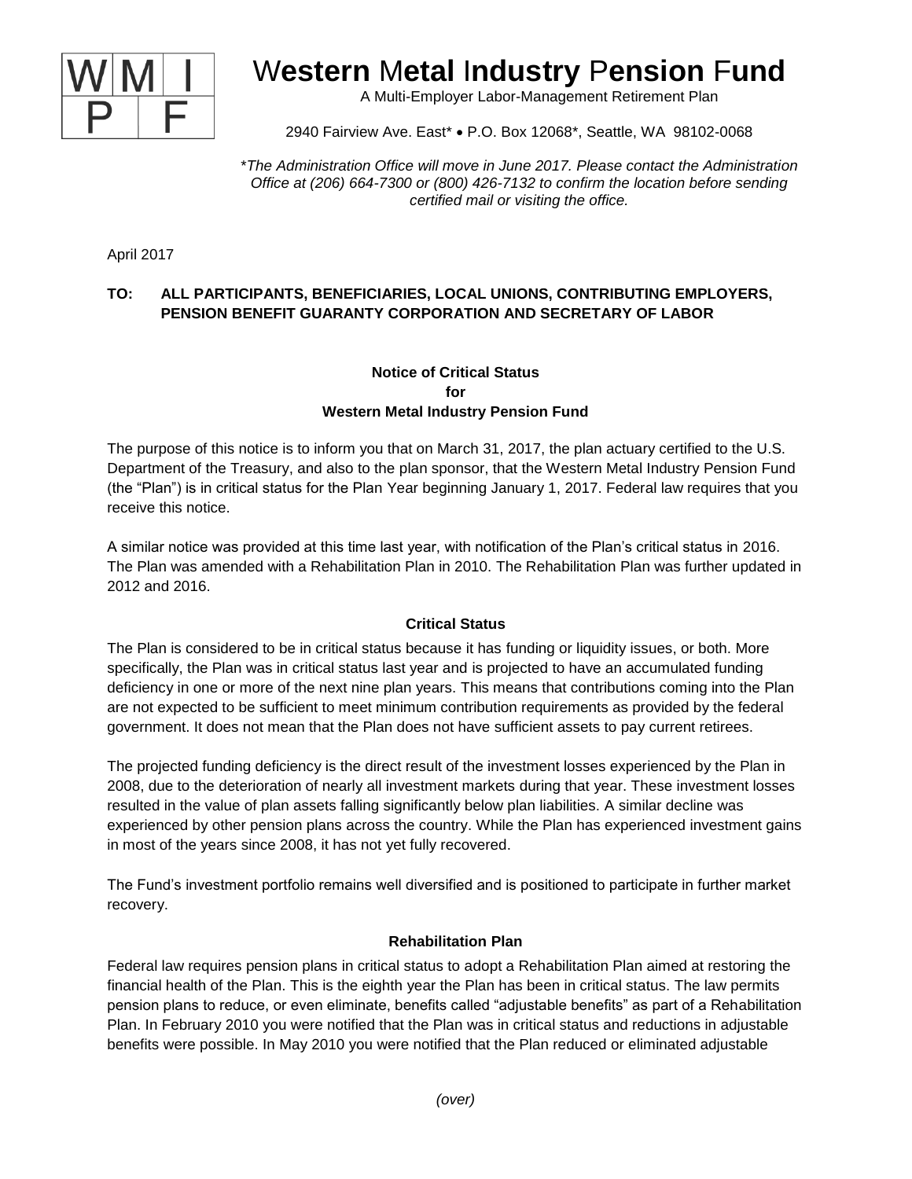# Western Metal Industry Pension Fund

A Multi-Employer Labor-Management Retirement Plan

2940 Fairview Ave. East* • P.O. Box 12068*, Seattle, WA 98102-0068

*\*The Administration Office will move in June 2017. Please contact the Administration Office at (206) 664-7300 or (800) 426-7132 to confirm the location before sending certified mail or visiting the office.*

April 2017

**TO: ALL PARTICIPANTS, BENEFICIARIES, LOCAL UNIONS, CONTRIBUTING EMPLOYERS, PENSION BENEFIT GUARANTY CORPORATION AND SECRETARY OF LABOR**

**Notice of Critical Status
for
Western Metal Industry Pension Fund**

The purpose of this notice is to inform you that on March 31, 2017, the plan actuary certified to the U.S. Department of the Treasury, and also to the plan sponsor, that the Western Metal Industry Pension Fund (the "Plan") is in critical status for the Plan Year beginning January 1, 2017. Federal law requires that you receive this notice.

A similar notice was provided at this time last year, with notification of the Plan's critical status in 2016. The Plan was amended with a Rehabilitation Plan in 2010. The Rehabilitation Plan was further updated in 2012 and 2016.

**Critical Status**

The Plan is considered to be in critical status because it has funding or liquidity issues, or both. More specifically, the Plan was in critical status last year and is projected to have an accumulated funding deficiency in one or more of the next nine plan years. This means that contributions coming into the Plan are not expected to be sufficient to meet minimum contribution requirements as provided by the federal government. It does not mean that the Plan does not have sufficient assets to pay current retirees.

The projected funding deficiency is the direct result of the investment losses experienced by the Plan in 2008, due to the deterioration of nearly all investment markets during that year. These investment losses resulted in the value of plan assets falling significantly below plan liabilities. A similar decline was experienced by other pension plans across the country. While the Plan has experienced investment gains in most of the years since 2008, it has not yet fully recovered.

The Fund's investment portfolio remains well diversified and is positioned to participate in further market recovery.

**Rehabilitation Plan**

Federal law requires pension plans in critical status to adopt a Rehabilitation Plan aimed at restoring the financial health of the Plan. This is the eighth year the Plan has been in critical status. The law permits pension plans to reduce, or even eliminate, benefits called "adjustable benefits" as part of a Rehabilitation Plan. In February 2010 you were notified that the Plan was in critical status and reductions in adjustable benefits were possible. In May 2010 you were notified that the Plan reduced or eliminated adjustable

*(over)*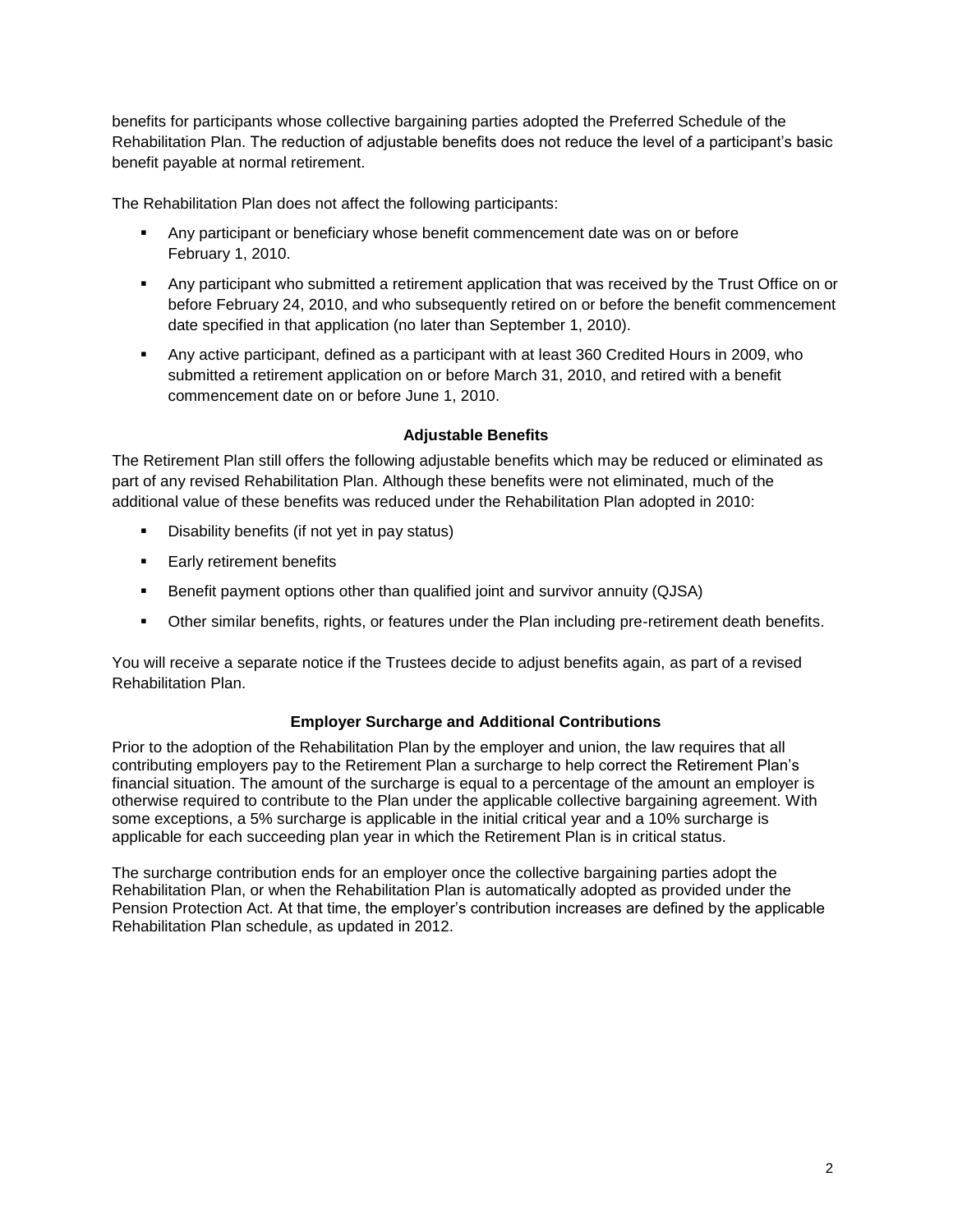benefits for participants whose collective bargaining parties adopted the Preferred Schedule of the Rehabilitation Plan. The reduction of adjustable benefits does not reduce the level of a participant's basic benefit payable at normal retirement.

The Rehabilitation Plan does not affect the following participants:

- Any participant or beneficiary whose benefit commencement date was on or before February 1, 2010.
- Any participant who submitted a retirement application that was received by the Trust Office on or before February 24, 2010, and who subsequently retired on or before the benefit commencement date specified in that application (no later than September 1, 2010).
- Any active participant, defined as a participant with at least 360 Credited Hours in 2009, who submitted a retirement application on or before March 31, 2010, and retired with a benefit commencement date on or before June 1, 2010.

### Adjustable Benefits

The Retirement Plan still offers the following adjustable benefits which may be reduced or eliminated as part of any revised Rehabilitation Plan. Although these benefits were not eliminated, much of the additional value of these benefits was reduced under the Rehabilitation Plan adopted in 2010:

- Disability benefits (if not yet in pay status)
- Early retirement benefits
- Benefit payment options other than qualified joint and survivor annuity (QJSA)
- Other similar benefits, rights, or features under the Plan including pre-retirement death benefits.

You will receive a separate notice if the Trustees decide to adjust benefits again, as part of a revised Rehabilitation Plan.

### Employer Surcharge and Additional Contributions

Prior to the adoption of the Rehabilitation Plan by the employer and union, the law requires that all contributing employers pay to the Retirement Plan a surcharge to help correct the Retirement Plan's financial situation. The amount of the surcharge is equal to a percentage of the amount an employer is otherwise required to contribute to the Plan under the applicable collective bargaining agreement. With some exceptions, a 5% surcharge is applicable in the initial critical year and a 10% surcharge is applicable for each succeeding plan year in which the Retirement Plan is in critical status.

The surcharge contribution ends for an employer once the collective bargaining parties adopt the Rehabilitation Plan, or when the Rehabilitation Plan is automatically adopted as provided under the Pension Protection Act. At that time, the employer's contribution increases are defined by the applicable Rehabilitation Plan schedule, as updated in 2012.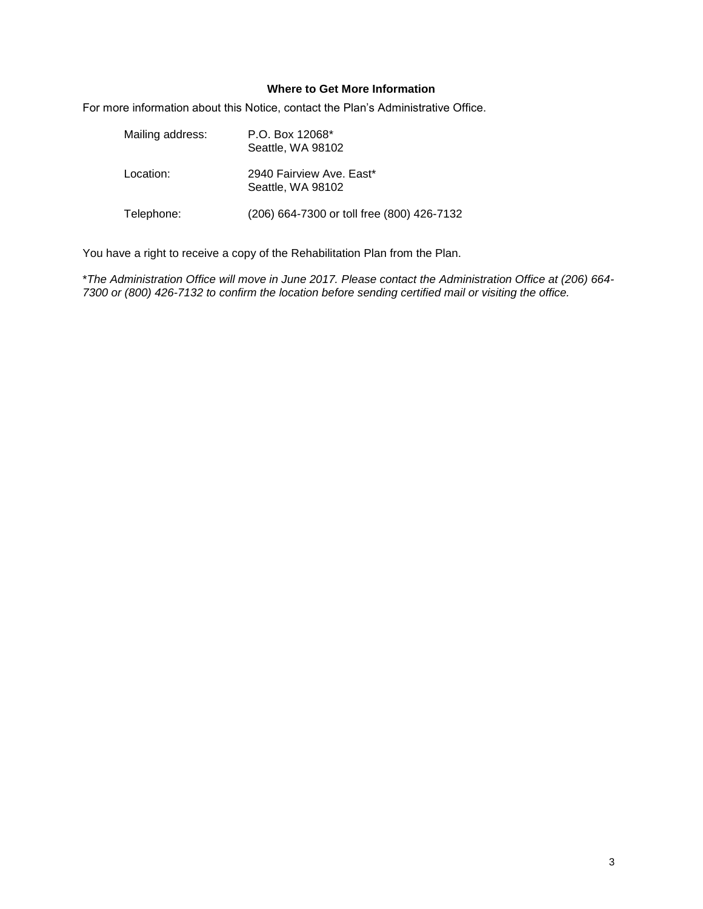### Where to Get More Information

For more information about this Notice, contact the Plan's Administrative Office.

| | |
|---|---|
| Mailing address: | P.O. Box 12068*<br>Seattle, WA 98102 |
| Location: | 2940 Fairview Ave. East*<br>Seattle, WA 98102 |
| Telephone: | (206) 664-7300 or toll free (800) 426-7132 |

You have a right to receive a copy of the Rehabilitation Plan from the Plan.

**\***_The Administration Office will move in June 2017. Please contact the Administration Office at (206) 664-7300 or (800) 426-7132 to confirm the location before sending certified mail or visiting the office._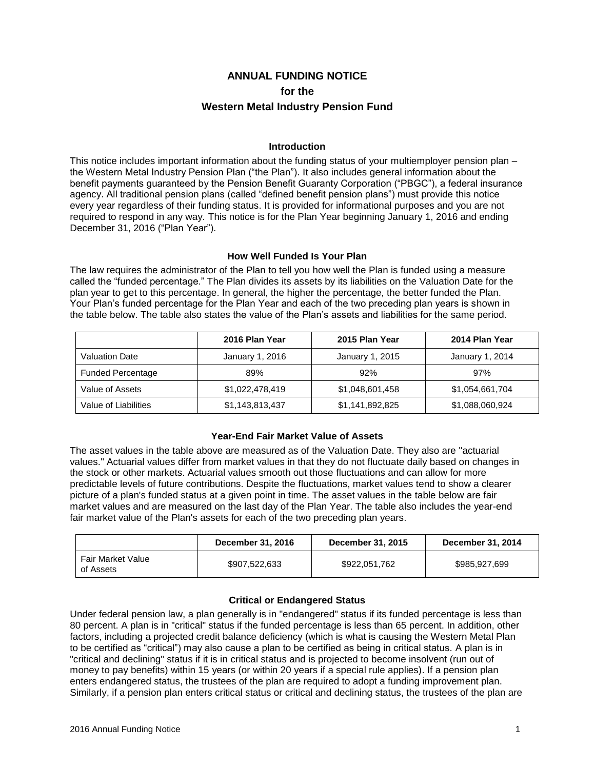# ANNUAL FUNDING NOTICE
## for the
## Western Metal Industry Pension Fund

### Introduction

This notice includes important information about the funding status of your multiemployer pension plan – the Western Metal Industry Pension Plan ("the Plan"). It also includes general information about the benefit payments guaranteed by the Pension Benefit Guaranty Corporation ("PBGC"), a federal insurance agency. All traditional pension plans (called "defined benefit pension plans") must provide this notice every year regardless of their funding status. It is provided for informational purposes and you are not required to respond in any way. This notice is for the Plan Year beginning January 1, 2016 and ending December 31, 2016 ("Plan Year").

### How Well Funded Is Your Plan

The law requires the administrator of the Plan to tell you how well the Plan is funded using a measure called the "funded percentage." The Plan divides its assets by its liabilities on the Valuation Date for the plan year to get to this percentage. In general, the higher the percentage, the better funded the Plan. Your Plan's funded percentage for the Plan Year and each of the two preceding plan years is shown in the table below. The table also states the value of the Plan's assets and liabilities for the same period.

| | 2016 Plan Year | 2015 Plan Year | 2014 Plan Year |
|---|---|---|---|
| Valuation Date | January 1, 2016 | January 1, 2015 | January 1, 2014 |
| Funded Percentage | 89% | 92% | 97% |
| Value of Assets | $1,022,478,419 | $1,048,601,458 | $1,054,661,704 |
| Value of Liabilities | $1,143,813,437 | $1,141,892,825 | $1,088,060,924 |

### Year-End Fair Market Value of Assets

The asset values in the table above are measured as of the Valuation Date. They also are "actuarial values." Actuarial values differ from market values in that they do not fluctuate daily based on changes in the stock or other markets. Actuarial values smooth out those fluctuations and can allow for more predictable levels of future contributions. Despite the fluctuations, market values tend to show a clearer picture of a plan's funded status at a given point in time. The asset values in the table below are fair market values and are measured on the last day of the Plan Year. The table also includes the year-end fair market value of the Plan's assets for each of the two preceding plan years.

| | December 31, 2016 | December 31, 2015 | December 31, 2014 |
|---|---|---|---|
| Fair Market Value of Assets | $907,522,633 | $922,051,762 | $985,927,699 |

### Critical or Endangered Status

Under federal pension law, a plan generally is in "endangered" status if its funded percentage is less than 80 percent. A plan is in "critical" status if the funded percentage is less than 65 percent. In addition, other factors, including a projected credit balance deficiency (which is what is causing the Western Metal Plan to be certified as "critical") may also cause a plan to be certified as being in critical status. A plan is in "critical and declining" status if it is in critical status and is projected to become insolvent (run out of money to pay benefits) within 15 years (or within 20 years if a special rule applies). If a pension plan enters endangered status, the trustees of the plan are required to adopt a funding improvement plan. Similarly, if a pension plan enters critical status or critical and declining status, the trustees of the plan are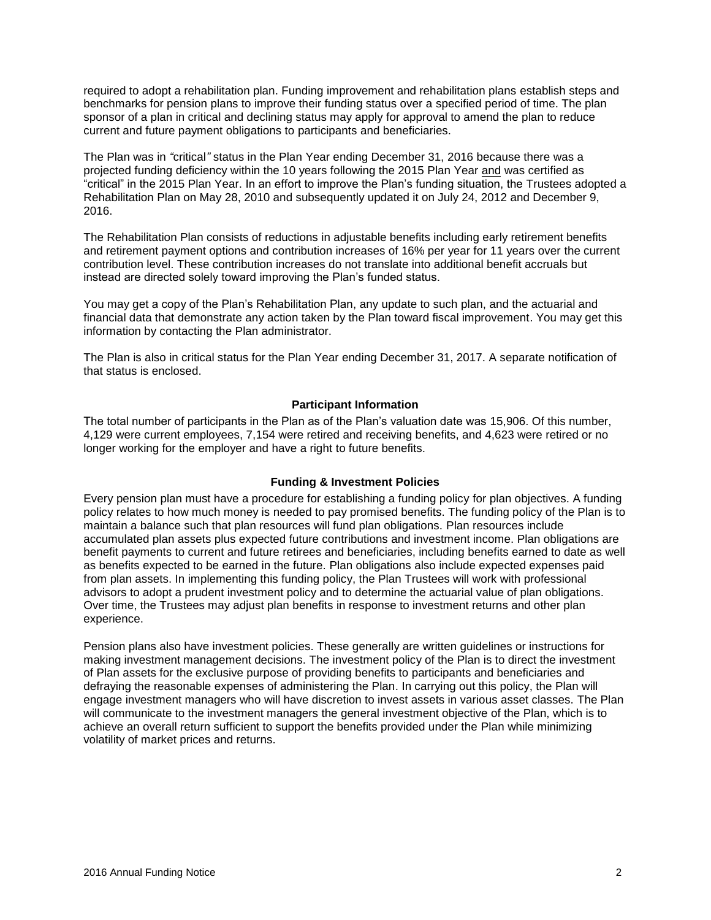required to adopt a rehabilitation plan. Funding improvement and rehabilitation plans establish steps and benchmarks for pension plans to improve their funding status over a specified period of time. The plan sponsor of a plan in critical and declining status may apply for approval to amend the plan to reduce current and future payment obligations to participants and beneficiaries.

The Plan was in *"*critical*"* status in the Plan Year ending December 31, 2016 because there was a projected funding deficiency within the 10 years following the 2015 Plan Year <u>and</u> was certified as "critical" in the 2015 Plan Year. In an effort to improve the Plan's funding situation, the Trustees adopted a Rehabilitation Plan on May 28, 2010 and subsequently updated it on July 24, 2012 and December 9, 2016.

The Rehabilitation Plan consists of reductions in adjustable benefits including early retirement benefits and retirement payment options and contribution increases of 16% per year for 11 years over the current contribution level. These contribution increases do not translate into additional benefit accruals but instead are directed solely toward improving the Plan's funded status.

You may get a copy of the Plan's Rehabilitation Plan, any update to such plan, and the actuarial and financial data that demonstrate any action taken by the Plan toward fiscal improvement. You may get this information by contacting the Plan administrator.

The Plan is also in critical status for the Plan Year ending December 31, 2017. A separate notification of that status is enclosed.

## Participant Information

The total number of participants in the Plan as of the Plan's valuation date was 15,906. Of this number, 4,129 were current employees, 7,154 were retired and receiving benefits, and 4,623 were retired or no longer working for the employer and have a right to future benefits.

## Funding & Investment Policies

Every pension plan must have a procedure for establishing a funding policy for plan objectives. A funding policy relates to how much money is needed to pay promised benefits. The funding policy of the Plan is to maintain a balance such that plan resources will fund plan obligations. Plan resources include accumulated plan assets plus expected future contributions and investment income. Plan obligations are benefit payments to current and future retirees and beneficiaries, including benefits earned to date as well as benefits expected to be earned in the future. Plan obligations also include expected expenses paid from plan assets. In implementing this funding policy, the Plan Trustees will work with professional advisors to adopt a prudent investment policy and to determine the actuarial value of plan obligations. Over time, the Trustees may adjust plan benefits in response to investment returns and other plan experience.

Pension plans also have investment policies. These generally are written guidelines or instructions for making investment management decisions. The investment policy of the Plan is to direct the investment of Plan assets for the exclusive purpose of providing benefits to participants and beneficiaries and defraying the reasonable expenses of administering the Plan. In carrying out this policy, the Plan will engage investment managers who will have discretion to invest assets in various asset classes. The Plan will communicate to the investment managers the general investment objective of the Plan, which is to achieve an overall return sufficient to support the benefits provided under the Plan while minimizing volatility of market prices and returns.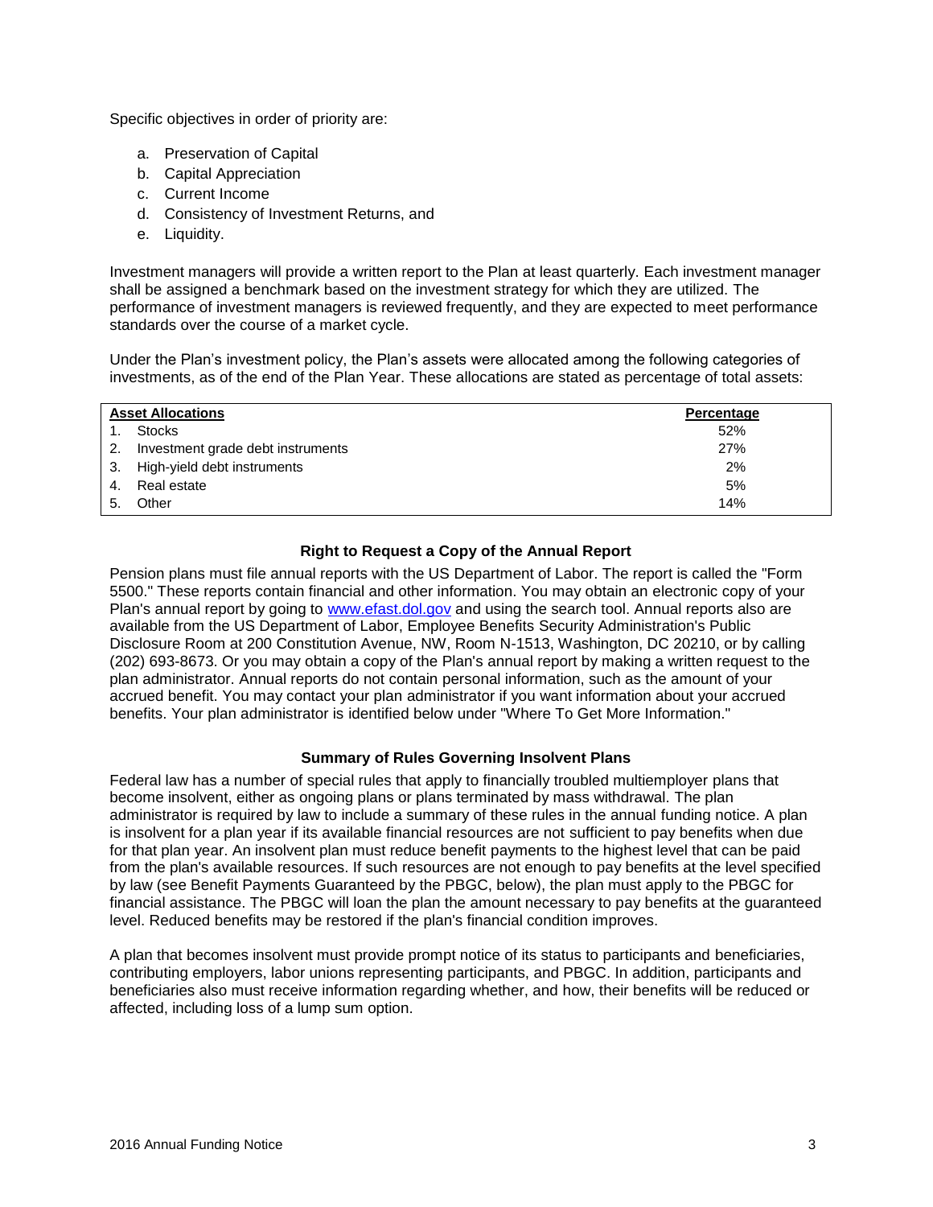Specific objectives in order of priority are:

a. Preservation of Capital
b. Capital Appreciation
c. Current Income
d. Consistency of Investment Returns, and
e. Liquidity.

Investment managers will provide a written report to the Plan at least quarterly. Each investment manager shall be assigned a benchmark based on the investment strategy for which they are utilized. The performance of investment managers is reviewed frequently, and they are expected to meet performance standards over the course of a market cycle.

Under the Plan's investment policy, the Plan's assets were allocated among the following categories of investments, as of the end of the Plan Year. These allocations are stated as percentage of total assets:

| Asset Allocations | Percentage |
|---|---|
| 1. Stocks | 52% |
| 2. Investment grade debt instruments | 27% |
| 3. High-yield debt instruments | 2% |
| 4. Real estate | 5% |
| 5. Other | 14% |

### Right to Request a Copy of the Annual Report

Pension plans must file annual reports with the US Department of Labor. The report is called the "Form 5500." These reports contain financial and other information. You may obtain an electronic copy of your Plan's annual report by going to www.efast.dol.gov and using the search tool. Annual reports also are available from the US Department of Labor, Employee Benefits Security Administration's Public Disclosure Room at 200 Constitution Avenue, NW, Room N-1513, Washington, DC 20210, or by calling (202) 693-8673. Or you may obtain a copy of the Plan's annual report by making a written request to the plan administrator. Annual reports do not contain personal information, such as the amount of your accrued benefit. You may contact your plan administrator if you want information about your accrued benefits. Your plan administrator is identified below under "Where To Get More Information."

### Summary of Rules Governing Insolvent Plans

Federal law has a number of special rules that apply to financially troubled multiemployer plans that become insolvent, either as ongoing plans or plans terminated by mass withdrawal. The plan administrator is required by law to include a summary of these rules in the annual funding notice. A plan is insolvent for a plan year if its available financial resources are not sufficient to pay benefits when due for that plan year. An insolvent plan must reduce benefit payments to the highest level that can be paid from the plan's available resources. If such resources are not enough to pay benefits at the level specified by law (see Benefit Payments Guaranteed by the PBGC, below), the plan must apply to the PBGC for financial assistance. The PBGC will loan the plan the amount necessary to pay benefits at the guaranteed level. Reduced benefits may be restored if the plan's financial condition improves.

A plan that becomes insolvent must provide prompt notice of its status to participants and beneficiaries, contributing employers, labor unions representing participants, and PBGC. In addition, participants and beneficiaries also must receive information regarding whether, and how, their benefits will be reduced or affected, including loss of a lump sum option.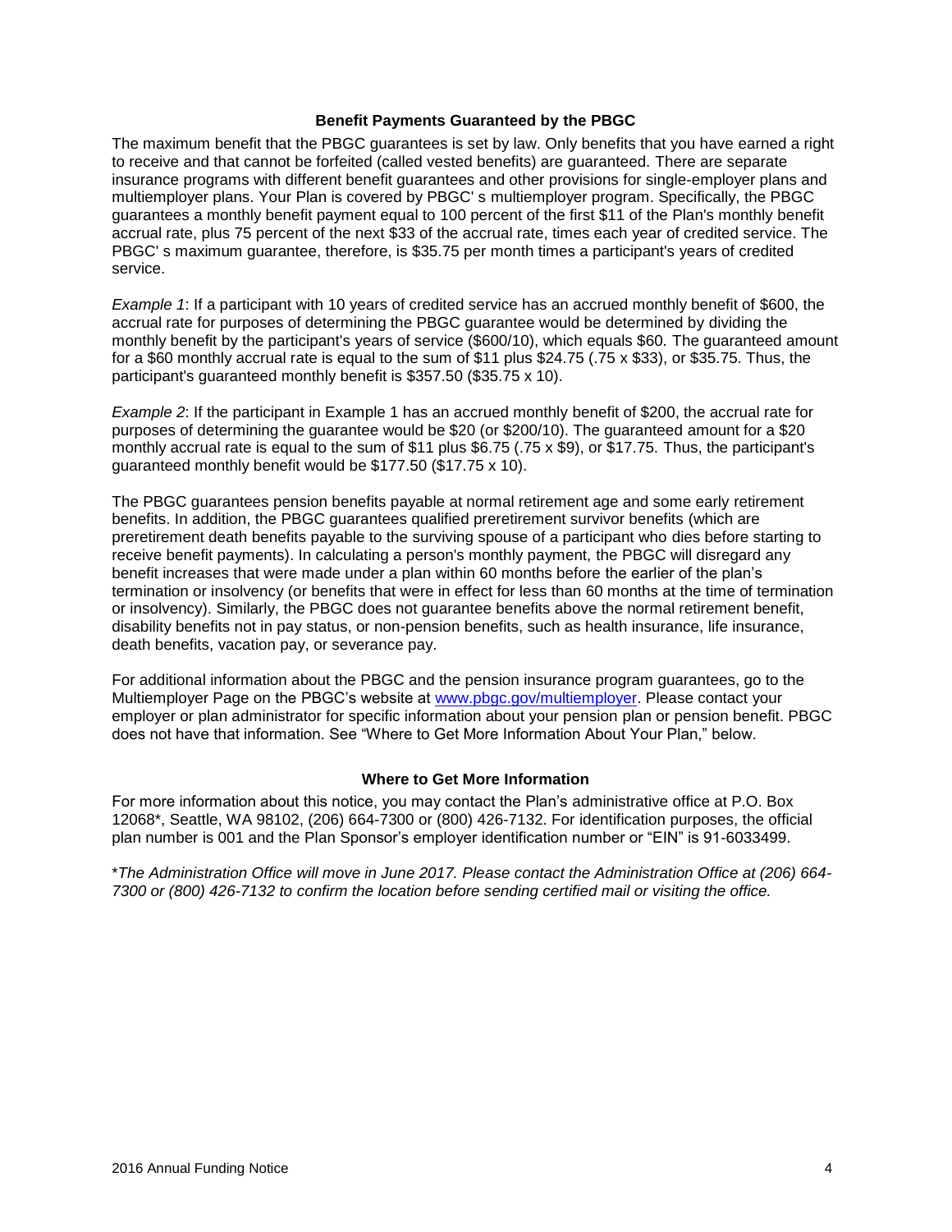### Benefit Payments Guaranteed by the PBGC

The maximum benefit that the PBGC guarantees is set by law. Only benefits that you have earned a right to receive and that cannot be forfeited (called vested benefits) are guaranteed. There are separate insurance programs with different benefit guarantees and other provisions for single-employer plans and multiemployer plans. Your Plan is covered by PBGC' s multiemployer program. Specifically, the PBGC guarantees a monthly benefit payment equal to 100 percent of the first $11 of the Plan's monthly benefit accrual rate, plus 75 percent of the next $33 of the accrual rate, times each year of credited service. The PBGC' s maximum guarantee, therefore, is $35.75 per month times a participant's years of credited service.

*Example 1*: If a participant with 10 years of credited service has an accrued monthly benefit of $600, the accrual rate for purposes of determining the PBGC guarantee would be determined by dividing the monthly benefit by the participant's years of service ($600/10), which equals $60. The guaranteed amount for a $60 monthly accrual rate is equal to the sum of $11 plus $24.75 (.75 x $33), or $35.75. Thus, the participant's guaranteed monthly benefit is $357.50 ($35.75 x 10).

*Example 2*: If the participant in Example 1 has an accrued monthly benefit of $200, the accrual rate for purposes of determining the guarantee would be $20 (or $200/10). The guaranteed amount for a $20 monthly accrual rate is equal to the sum of $11 plus $6.75 (.75 x $9), or $17.75. Thus, the participant's guaranteed monthly benefit would be $177.50 ($17.75 x 10).

The PBGC guarantees pension benefits payable at normal retirement age and some early retirement benefits. In addition, the PBGC guarantees qualified preretirement survivor benefits (which are preretirement death benefits payable to the surviving spouse of a participant who dies before starting to receive benefit payments). In calculating a person's monthly payment, the PBGC will disregard any benefit increases that were made under a plan within 60 months before the earlier of the plan's termination or insolvency (or benefits that were in effect for less than 60 months at the time of termination or insolvency). Similarly, the PBGC does not guarantee benefits above the normal retirement benefit, disability benefits not in pay status, or non-pension benefits, such as health insurance, life insurance, death benefits, vacation pay, or severance pay.

For additional information about the PBGC and the pension insurance program guarantees, go to the Multiemployer Page on the PBGC's website at [www.pbgc.gov/multiemployer](www.pbgc.gov/multiemployer). Please contact your employer or plan administrator for specific information about your pension plan or pension benefit. PBGC does not have that information. See "Where to Get More Information About Your Plan," below.

### Where to Get More Information

For more information about this notice, you may contact the Plan's administrative office at P.O. Box 12068*, Seattle, WA 98102, (206) 664-7300 or (800) 426-7132. For identification purposes, the official plan number is 001 and the Plan Sponsor's employer identification number or "EIN" is 91-6033499.

*\*The Administration Office will move in June 2017. Please contact the Administration Office at (206) 664-7300 or (800) 426-7132 to confirm the location before sending certified mail or visiting the office.*